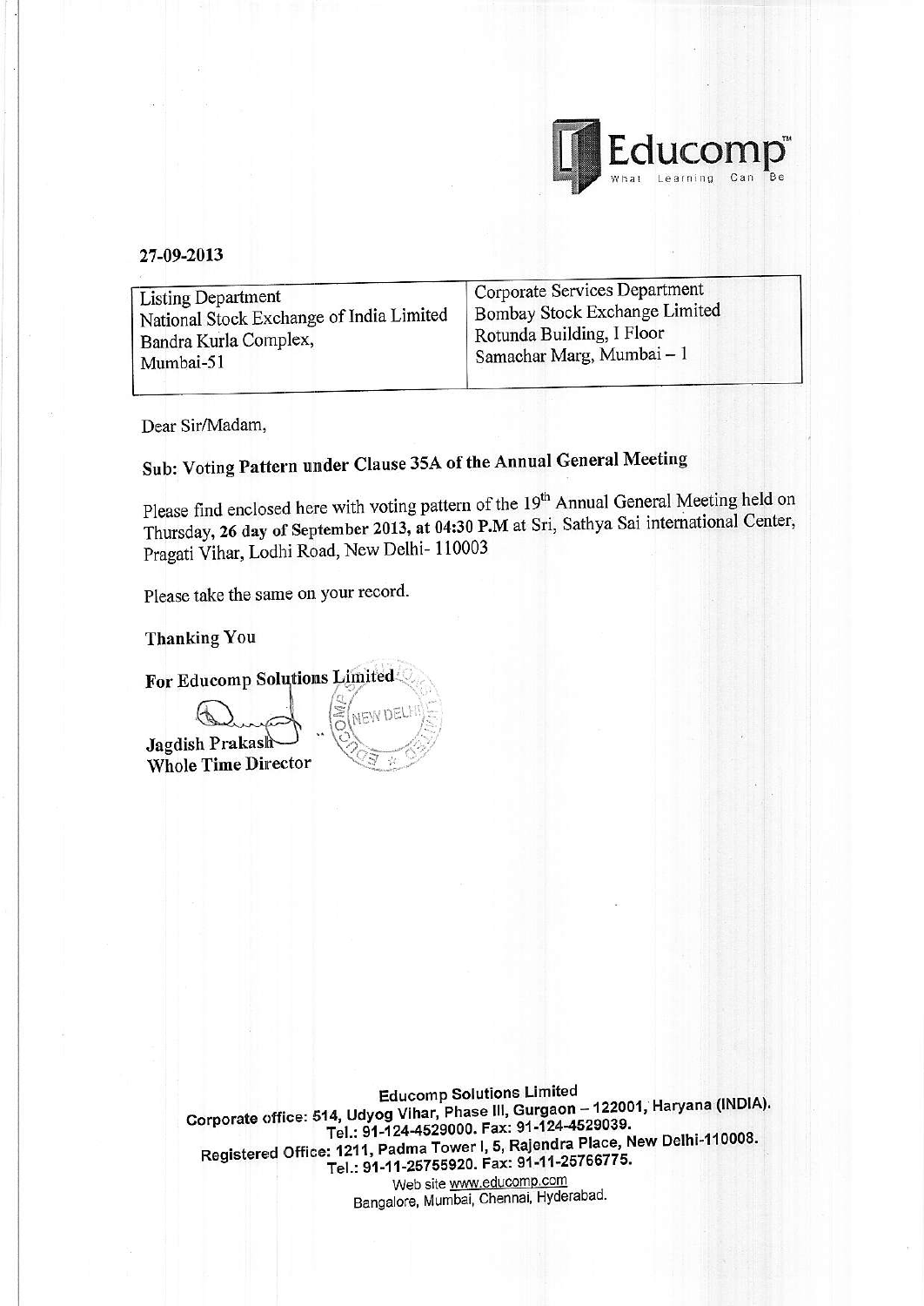Educomp™
What Learning Can Be

27-09-2013

| Listing Department<br>National Stock Exchange of India Limited<br>Bandra Kurla Complex,<br>Mumbai-51 | Corporate Services Department<br>Bombay Stock Exchange Limited<br>Rotunda Building, I Floor<br>Samachar Marg, Mumbai – 1 |
|---|---|

Dear Sir/Madam,

**Sub: Voting Pattern under Clause 35A of the Annual General Meeting**

Please find enclosed here with voting pattern of the 19th Annual General Meeting held on Thursday, **26 day of September 2013, at 04:30 P.M** at Sri, Sathya Sai international Center, Pragati Vihar, Lodhi Road, New Delhi- 110003

Please take the same on your record.

**Thanking You**

**For Educomp Solutions Limited**

**Jagdish Prakash**
**Whole Time Director**

**Educomp Solutions Limited**
**Corporate office: 514, Udyog Vihar, Phase III, Gurgaon – 122001, Haryana (INDIA).**
**Tel.: 91-124-4529000. Fax: 91-124-4529039.**
**Registered Office: 1211, Padma Tower I, 5, Rajendra Place, New Delhi-110008.**
**Tel.: 91-11-25755920. Fax: 91-11-25766775.**
Web site www.educomp.com
Bangalore, Mumbai, Chennai, Hyderabad.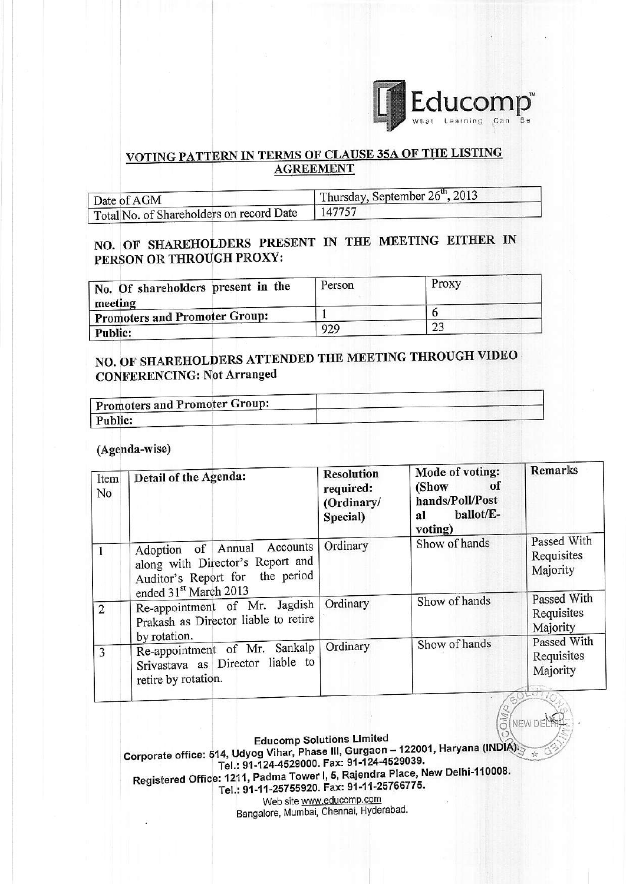Educomp™ What Learning Can Be

## VOTING PATTERN IN TERMS OF CLAUSE 35A OF THE LISTING AGREEMENT

| | |
|---|---|
| Date of AGM | Thursday, September 26th, 2013 |
| Total No. of Shareholders on record Date | 147757 |

### NO. OF SHAREHOLDERS PRESENT IN THE MEETING EITHER IN PERSON OR THROUGH PROXY:

| No. Of shareholders present in the meeting | Person | Proxy |
|---|---|---|
| **Promoters and Promoter Group:** | 1 | 6 |
| **Public:** | 929 | 23 |

### NO. OF SHAREHOLDERS ATTENDED THE MEETING THROUGH VIDEO CONFERENCING: Not Arranged

| | |
|---|---|
| **Promoters and Promoter Group:** | |
| **Public:** | |

**(Agenda-wise)**

| Item No | Detail of the Agenda: | Resolution required: (Ordinary/ Special) | Mode of voting: (Show of hands/Poll/Postal ballot/E-voting) | Remarks |
|---|---|---|---|---|
| 1 | Adoption of Annual Accounts along with Director's Report and Auditor's Report for the period ended 31st March 2013 | Ordinary | Show of hands | Passed With Requisites Majority |
| 2 | Re-appointment of Mr. Jagdish Prakash as Director liable to retire by rotation. | Ordinary | Show of hands | Passed With Requisites Majority |
| 3 | Re-appointment of Mr. Sankalp Srivastava as Director liable to retire by rotation. | Ordinary | Show of hands | Passed With Requisites Majority |

**Educomp Solutions Limited**
Corporate office: 514, Udyog Vihar, Phase III, Gurgaon – 122001, Haryana (INDIA).
Tel.: 91-124-4529000. Fax: 91-124-4529039.
Registered Office: 1211, Padma Tower I, 5, Rajendra Place, New Delhi-110008.
Tel.: 91-11-25755920. Fax: 91-11-25766775.
Web site www.educomp.com
Bangalore, Mumbai, Chennai, Hyderabad.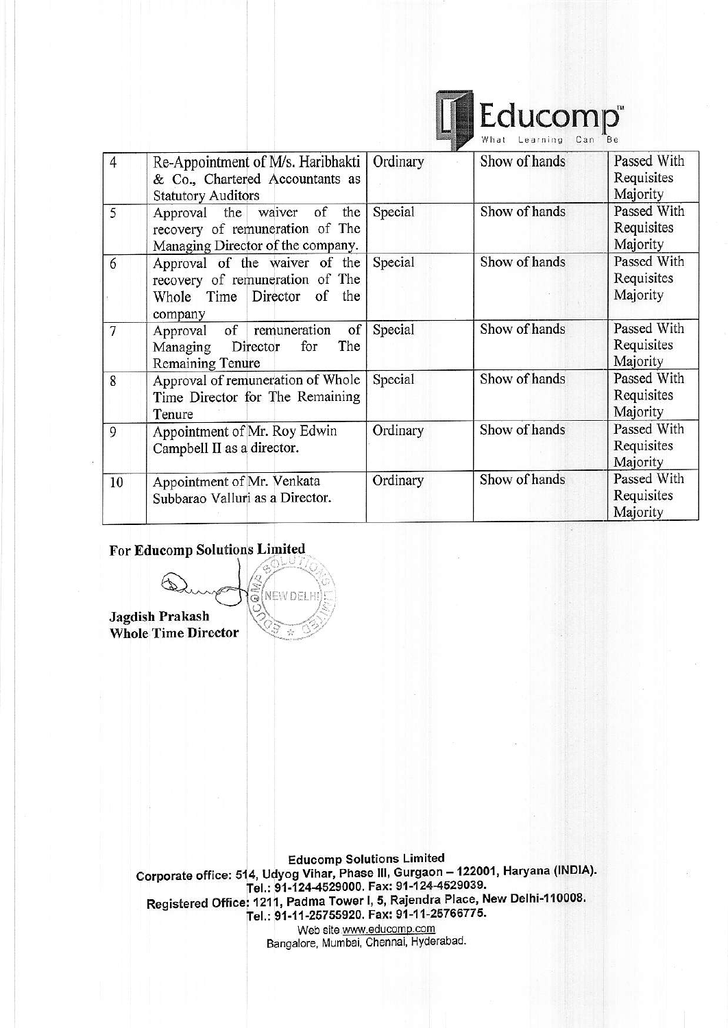| | | | | |
|---|---|---|---|---|
| 4 | Re-Appointment of M/s. Haribhakti & Co., Chartered Accountants as Statutory Auditors | Ordinary | Show of hands | Passed With Requisites Majority |
| 5 | Approval the waiver of the recovery of remuneration of The Managing Director of the company. | Special | Show of hands | Passed With Requisites Majority |
| 6 | Approval of the waiver of the recovery of remuneration of The Whole Time Director of the company | Special | Show of hands | Passed With Requisites Majority |
| 7 | Approval of remuneration of Managing Director for The Remaining Tenure | Special | Show of hands | Passed With Requisites Majority |
| 8 | Approval of remuneration of Whole Time Director for The Remaining Tenure | Special | Show of hands | Passed With Requisites Majority |
| 9 | Appointment of Mr. Roy Edwin Campbell II as a director. | Ordinary | Show of hands | Passed With Requisites Majority |
| 10 | Appointment of Mr. Venkata Subbarao Valluri as a Director. | Ordinary | Show of hands | Passed With Requisites Majority |

**For Educomp Solutions Limited**

**Jagdish Prakash**
**Whole Time Director**

Educomp Solutions Limited
Corporate office: 514, Udyog Vihar, Phase III, Gurgaon – 122001, Haryana (INDIA).
Tel.: 91-124-4529000. Fax: 91-124-4529039.
Registered Office: 1211, Padma Tower I, 5, Rajendra Place, New Delhi-110008.
Tel.: 91-11-25755920. Fax: 91-11-25766775.
Web site www.educomp.com
Bangalore, Mumbai, Chennai, Hyderabad.